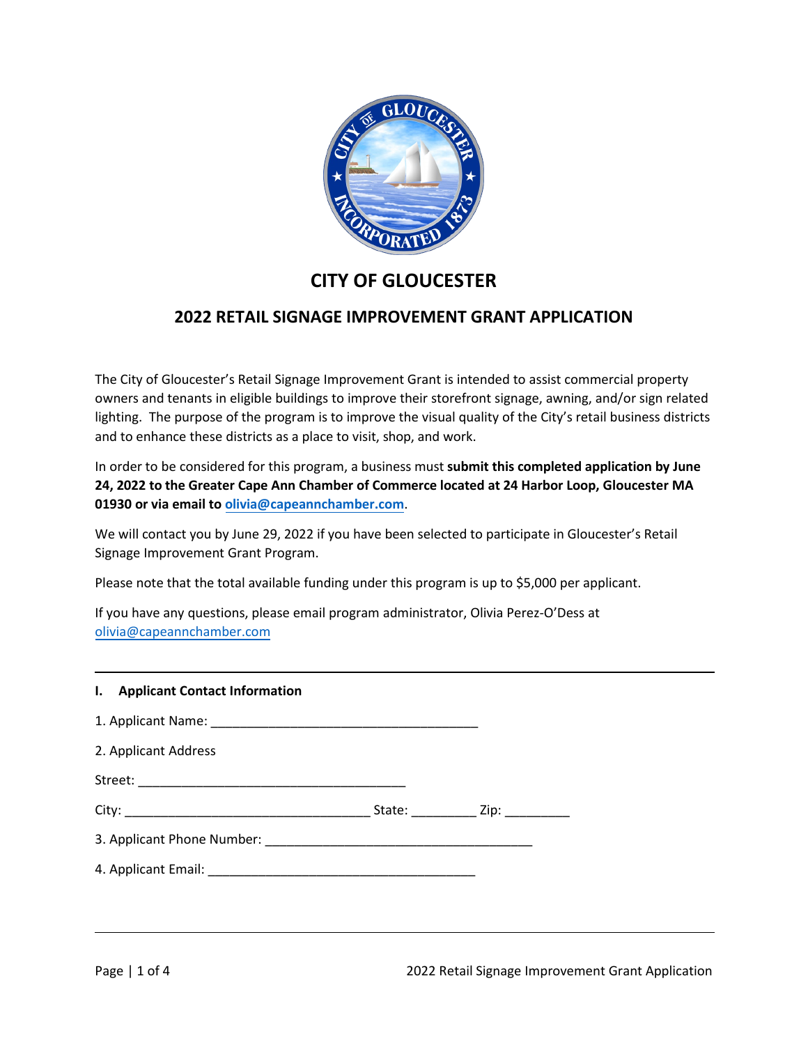# CITY OF GLOUCESTER

## 2022 RETAIL SIGNAGE IMPROVEMENT GRANT APPLICATION

The City of Gloucester's Retail Signage Improvement Grant is intended to assist commercial property owners and tenants in eligible buildings to improve their storefront signage, awning, and/or sign related lighting. The purpose of the program is to improve the visual quality of the City's retail business districts and to enhance these districts as a place to visit, shop, and work.

In order to be considered for this program, a business must **submit this completed application by June 24, 2022 to the Greater Cape Ann Chamber of Commerce located at 24 Harbor Loop, Gloucester MA 01930 or via email to olivia@capeannchamber.com**.

We will contact you by June 29, 2022 if you have been selected to participate in Gloucester's Retail Signage Improvement Grant Program.

Please note that the total available funding under this program is up to $5,000 per applicant.

If you have any questions, please email program administrator, Olivia Perez-O'Dess at olivia@capeannchamber.com

---

### I. Applicant Contact Information

1. Applicant Name: ____________________________________

2. Applicant Address

Street: ____________________________________

City: _________________________________ State: _________ Zip: _________

3. Applicant Phone Number: ____________________________________

4. Applicant Email: ____________________________________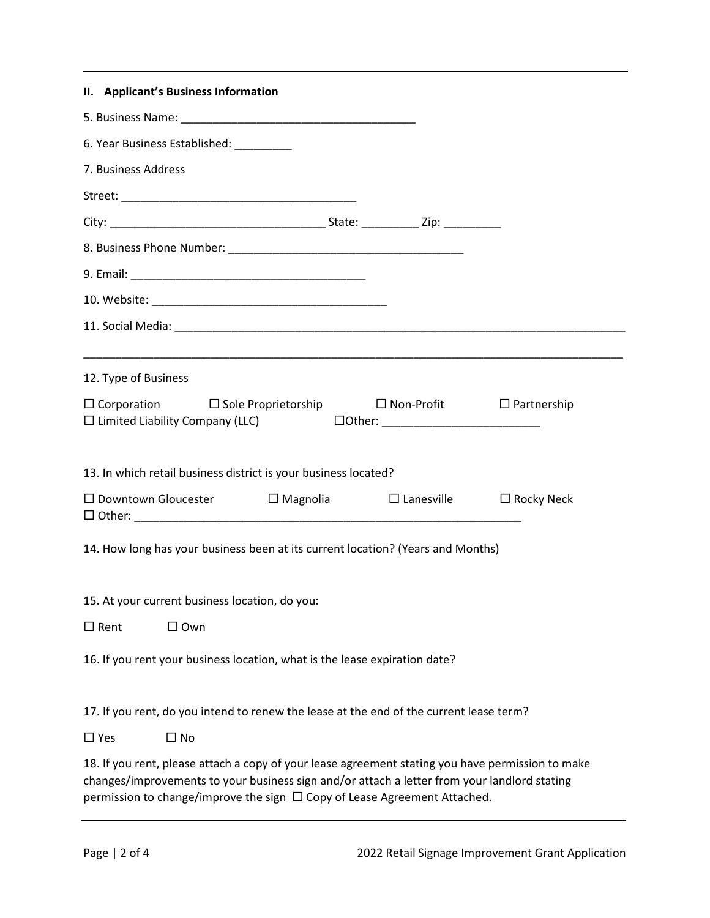## II. Applicant's Business Information

5. Business Name: ______________________________________

6. Year Business Established: _________

7. Business Address

Street: ______________________________________

City: __________________________________ State: _________ Zip: _________

8. Business Phone Number: ______________________________________

9. Email: ______________________________________

10. Website: ______________________________________

11. Social Media: ________________________________________________________________________

__________________________________________________________________________________________

12. Type of Business

☐ Corporation ☐ Sole Proprietorship ☐ Non-Profit ☐ Partnership
☐ Limited Liability Company (LLC) ☐Other: _________________________

13. In which retail business district is your business located?

☐ Downtown Gloucester ☐ Magnolia ☐ Lanesville ☐ Rocky Neck
☐ Other: _______________________________________________________________

14. How long has your business been at its current location? (Years and Months)

15. At your current business location, do you:

☐ Rent ☐ Own

16. If you rent your business location, what is the lease expiration date?

17. If you rent, do you intend to renew the lease at the end of the current lease term?

☐ Yes ☐ No

18. If you rent, please attach a copy of your lease agreement stating you have permission to make changes/improvements to your business sign and/or attach a letter from your landlord stating permission to change/improve the sign ☐ Copy of Lease Agreement Attached.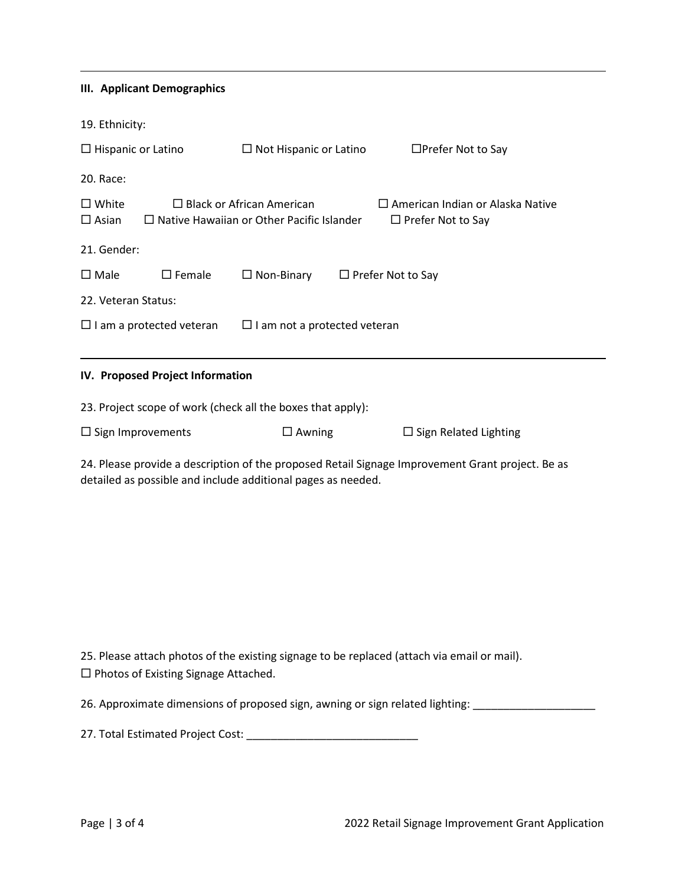### III. Applicant Demographics

19. Ethnicity:

☐ Hispanic or Latino ☐ Not Hispanic or Latino ☐Prefer Not to Say

20. Race:

☐ White ☐ Black or African American ☐ American Indian or Alaska Native
☐ Asian ☐ Native Hawaiian or Other Pacific Islander ☐ Prefer Not to Say

21. Gender:

☐ Male ☐ Female ☐ Non-Binary ☐ Prefer Not to Say

22. Veteran Status:

☐ I am a protected veteran ☐ I am not a protected veteran

---

### IV. Proposed Project Information

23. Project scope of work (check all the boxes that apply):

☐ Sign Improvements ☐ Awning ☐ Sign Related Lighting

24. Please provide a description of the proposed Retail Signage Improvement Grant project. Be as detailed as possible and include additional pages as needed.

25. Please attach photos of the existing signage to be replaced (attach via email or mail).
☐ Photos of Existing Signage Attached.

26. Approximate dimensions of proposed sign, awning or sign related lighting: ____________________

27. Total Estimated Project Cost: ____________________________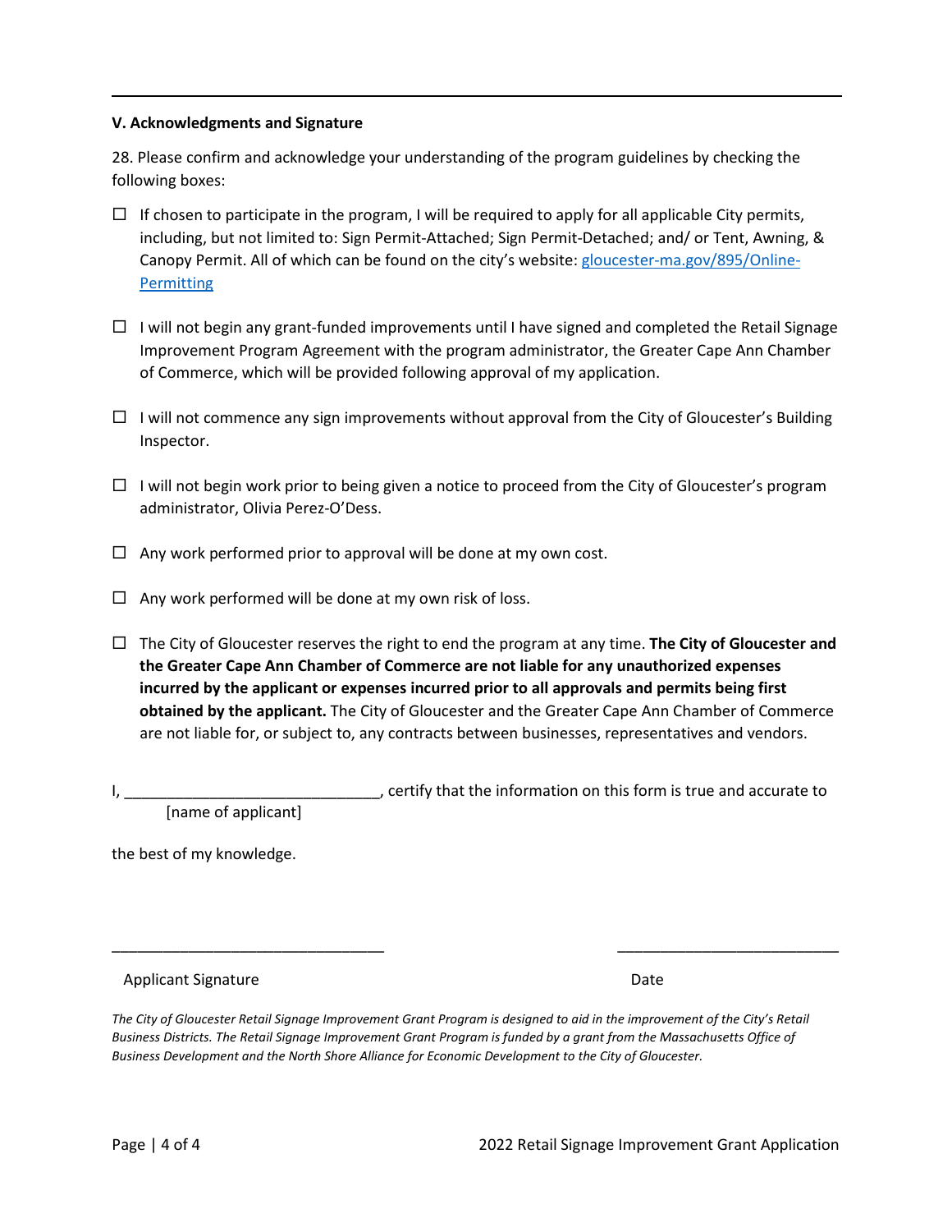### V. Acknowledgments and Signature

28. Please confirm and acknowledge your understanding of the program guidelines by checking the following boxes:

- ☐ If chosen to participate in the program, I will be required to apply for all applicable City permits, including, but not limited to: Sign Permit-Attached; Sign Permit-Detached; and/ or Tent, Awning, & Canopy Permit. All of which can be found on the city's website: [gloucester-ma.gov/895/Online-Permitting](gloucester-ma.gov/895/Online-Permitting)

- ☐ I will not begin any grant-funded improvements until I have signed and completed the Retail Signage Improvement Program Agreement with the program administrator, the Greater Cape Ann Chamber of Commerce, which will be provided following approval of my application.

- ☐ I will not commence any sign improvements without approval from the City of Gloucester's Building Inspector.

- ☐ I will not begin work prior to being given a notice to proceed from the City of Gloucester's program administrator, Olivia Perez-O'Dess.

- ☐ Any work performed prior to approval will be done at my own cost.

- ☐ Any work performed will be done at my own risk of loss.

- ☐ The City of Gloucester reserves the right to end the program at any time. **The City of Gloucester and the Greater Cape Ann Chamber of Commerce are not liable for any unauthorized expenses incurred by the applicant or expenses incurred prior to all approvals and permits being first obtained by the applicant.** The City of Gloucester and the Greater Cape Ann Chamber of Commerce are not liable for, or subject to, any contracts between businesses, representatives and vendors.

I, ______________________________, certify that the information on this form is true and accurate to
[name of applicant]

the best of my knowledge.

________________________________ &nbsp;&nbsp;&nbsp;&nbsp;&nbsp;&nbsp;&nbsp;&nbsp;&nbsp;&nbsp; __________________________

Applicant Signature &nbsp;&nbsp;&nbsp;&nbsp;&nbsp;&nbsp;&nbsp;&nbsp;&nbsp;&nbsp; Date

*The City of Gloucester Retail Signage Improvement Grant Program is designed to aid in the improvement of the City's Retail Business Districts. The Retail Signage Improvement Grant Program is funded by a grant from the Massachusetts Office of Business Development and the North Shore Alliance for Economic Development to the City of Gloucester.*